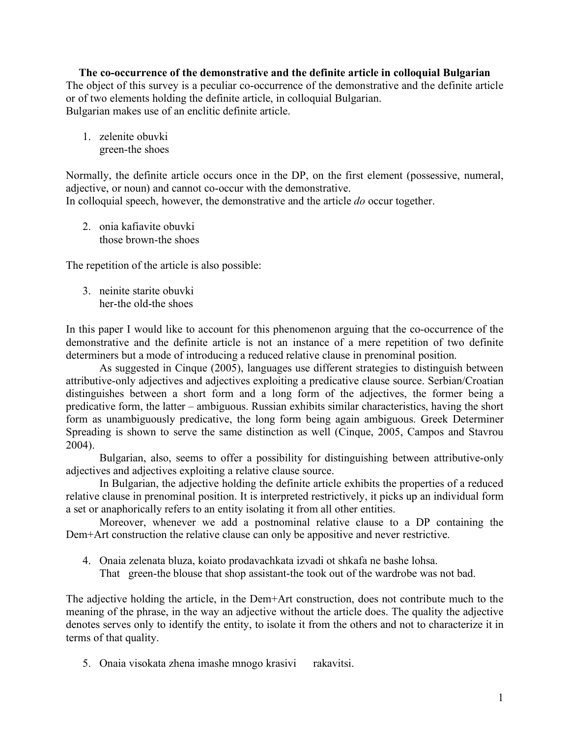**The co-occurrence of the demonstrative and the definite article in colloquial Bulgarian**

The object of this survey is a peculiar co-occurrence of the demonstrative and the definite article or of two elements holding the definite article, in colloquial Bulgarian.
Bulgarian makes use of an enclitic definite article.

1. zelenite obuvki
   green-the shoes

Normally, the definite article occurs once in the DP, on the first element (possessive, numeral, adjective, or noun) and cannot co-occur with the demonstrative.
In colloquial speech, however, the demonstrative and the article *do* occur together.

2. onia kafiavite obuvki
   those brown-the shoes

The repetition of the article is also possible:

3. neinite starite obuvki
   her-the old-the shoes

In this paper I would like to account for this phenomenon arguing that the co-occurrence of the demonstrative and the definite article is not an instance of a mere repetition of two definite determiners but a mode of introducing a reduced relative clause in prenominal position.

As suggested in Cinque (2005), languages use different strategies to distinguish between attributive-only adjectives and adjectives exploiting a predicative clause source. Serbian/Croatian distinguishes between a short form and a long form of the adjectives, the former being a predicative form, the latter – ambiguous. Russian exhibits similar characteristics, having the short form as unambiguously predicative, the long form being again ambiguous. Greek Determiner Spreading is shown to serve the same distinction as well (Cinque, 2005, Campos and Stavrou 2004).

Bulgarian, also, seems to offer a possibility for distinguishing between attributive-only adjectives and adjectives exploiting a relative clause source.

In Bulgarian, the adjective holding the definite article exhibits the properties of a reduced relative clause in prenominal position. It is interpreted restrictively, it picks up an individual form a set or anaphorically refers to an entity isolating it from all other entities.

Moreover, whenever we add a postnominal relative clause to a DP containing the Dem+Art construction the relative clause can only be appositive and never restrictive.

4. Onaia zelenata bluza, koiato prodavachkata izvadi ot shkafa ne bashe lohsa.
   That green-the blouse that shop assistant-the took out of the wardrobe was not bad.

The adjective holding the article, in the Dem+Art construction, does not contribute much to the meaning of the phrase, in the way an adjective without the article does. The quality the adjective denotes serves only to identify the entity, to isolate it from the others and not to characterize it in terms of that quality.

5. Onaia visokata zhena imashe mnogo krasivi rakavitsi.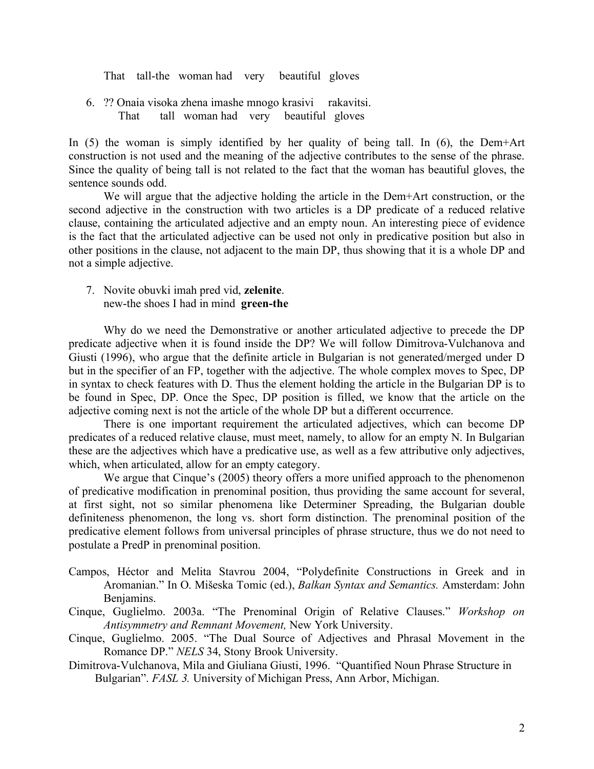That tall-the woman had very beautiful gloves

6. ?? Onaia visoka zhena imashe mnogo krasivi rakavitsi.
   That tall woman had very beautiful gloves

In (5) the woman is simply identified by her quality of being tall. In (6), the Dem+Art construction is not used and the meaning of the adjective contributes to the sense of the phrase. Since the quality of being tall is not related to the fact that the woman has beautiful gloves, the sentence sounds odd.

We will argue that the adjective holding the article in the Dem+Art construction, or the second adjective in the construction with two articles is a DP predicate of a reduced relative clause, containing the articulated adjective and an empty noun. An interesting piece of evidence is the fact that the articulated adjective can be used not only in predicative position but also in other positions in the clause, not adjacent to the main DP, thus showing that it is a whole DP and not a simple adjective.

7. Novite obuvki imah pred vid, **zelenite**.
   new-the shoes I had in mind **green-the**

Why do we need the Demonstrative or another articulated adjective to precede the DP predicate adjective when it is found inside the DP? We will follow Dimitrova-Vulchanova and Giusti (1996), who argue that the definite article in Bulgarian is not generated/merged under D but in the specifier of an FP, together with the adjective. The whole complex moves to Spec, DP in syntax to check features with D. Thus the element holding the article in the Bulgarian DP is to be found in Spec, DP. Once the Spec, DP position is filled, we know that the article on the adjective coming next is not the article of the whole DP but a different occurrence.

There is one important requirement the articulated adjectives, which can become DP predicates of a reduced relative clause, must meet, namely, to allow for an empty N. In Bulgarian these are the adjectives which have a predicative use, as well as a few attributive only adjectives, which, when articulated, allow for an empty category.

We argue that Cinque's (2005) theory offers a more unified approach to the phenomenon of predicative modification in prenominal position, thus providing the same account for several, at first sight, not so similar phenomena like Determiner Spreading, the Bulgarian double definiteness phenomenon, the long vs. short form distinction. The prenominal position of the predicative element follows from universal principles of phrase structure, thus we do not need to postulate a PredP in prenominal position.

Campos, Héctor and Melita Stavrou 2004, "Polydefinite Constructions in Greek and in Aromanian." In O. Mišeska Tomic (ed.), *Balkan Syntax and Semantics.* Amsterdam: John Benjamins.

Cinque, Guglielmo. 2003a. "The Prenominal Origin of Relative Clauses." *Workshop on Antisymmetry and Remnant Movement,* New York University.

Cinque, Guglielmo. 2005. "The Dual Source of Adjectives and Phrasal Movement in the Romance DP." *NELS* 34, Stony Brook University.

Dimitrova-Vulchanova, Mila and Giuliana Giusti, 1996. "Quantified Noun Phrase Structure in Bulgarian". *FASL 3.* University of Michigan Press, Ann Arbor, Michigan.